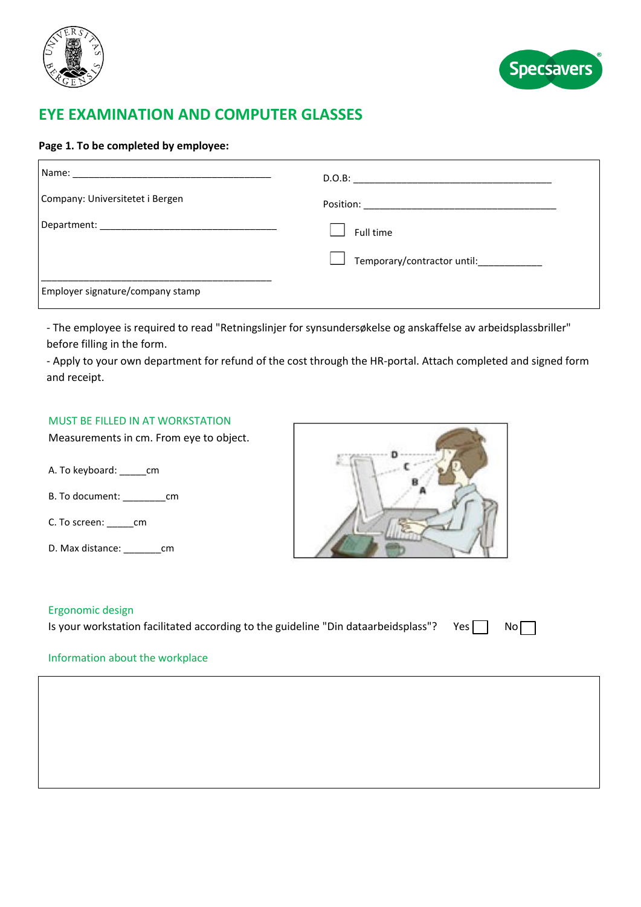# EYE EXAMINATION AND COMPUTER GLASSES

**Page 1. To be completed by employee:**

| | |
|---|---|
| Name: ______________________________________ | D.O.B: ______________________________________ |
| Company: Universitetet i Bergen | Position: ______________________________________ |
| Department: __________________________________ | ☐ Full time |
| | ☐ Temporary/contractor until:___________ |
| ______________________________________________<br>Employer signature/company stamp | |

- The employee is required to read "Retningslinjer for synsundersøkelse og anskaffelse av arbeidsplassbriller" before filling in the form.
- Apply to your own department for refund of the cost through the HR-portal. Attach completed and signed form and receipt.

## MUST BE FILLED IN AT WORKSTATION

Measurements in cm. From eye to object.

A. To keyboard: _____cm

B. To document: ________cm

C. To screen: _____cm

D. Max distance: _______cm

## Ergonomic design

Is your workstation facilitated according to the guideline "Din dataarbeidsplass"? Yes ☐ No ☐

## Information about the workplace

| |
|---|
| |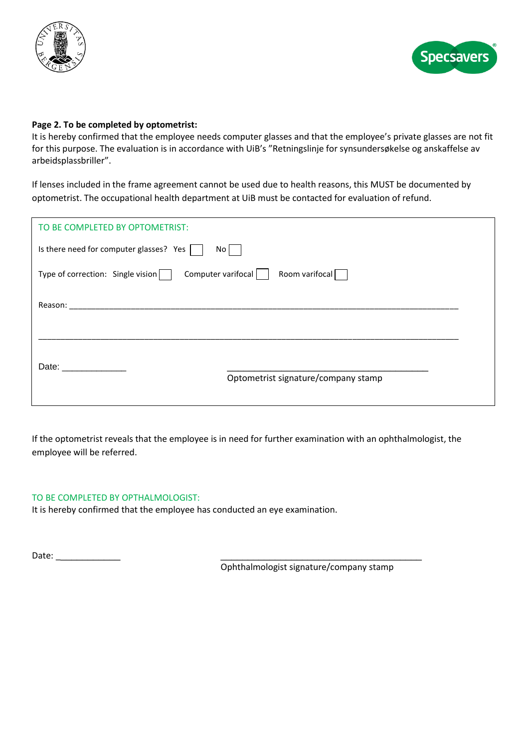**Page 2. To be completed by optometrist:**
It is hereby confirmed that the employee needs computer glasses and that the employee's private glasses are not fit for this purpose. The evaluation is in accordance with UiB's "Retningslinje for synsundersøkelse og anskaffelse av arbeidsplassbriller".

If lenses included in the frame agreement cannot be used due to health reasons, this MUST be documented by optometrist. The occupational health department at UiB must be contacted for evaluation of refund.

TO BE COMPLETED BY OPTOMETRIST:

Is there need for computer glasses? Yes ☐ No ☐

Type of correction: Single vision ☐ Computer varifocal ☐ Room varifocal ☐

Reason: ______________________________________________________________________________________

_____________________________________________________________________________________________

Date: _____________

_________________________________________
Optometrist signature/company stamp

If the optometrist reveals that the employee is in need for further examination with an ophthalmologist, the employee will be referred.

TO BE COMPLETED BY OPTHALMOLOGIST:
It is hereby confirmed that the employee has conducted an eye examination.

Date: _____________

_________________________________________
Ophthalmologist signature/company stamp